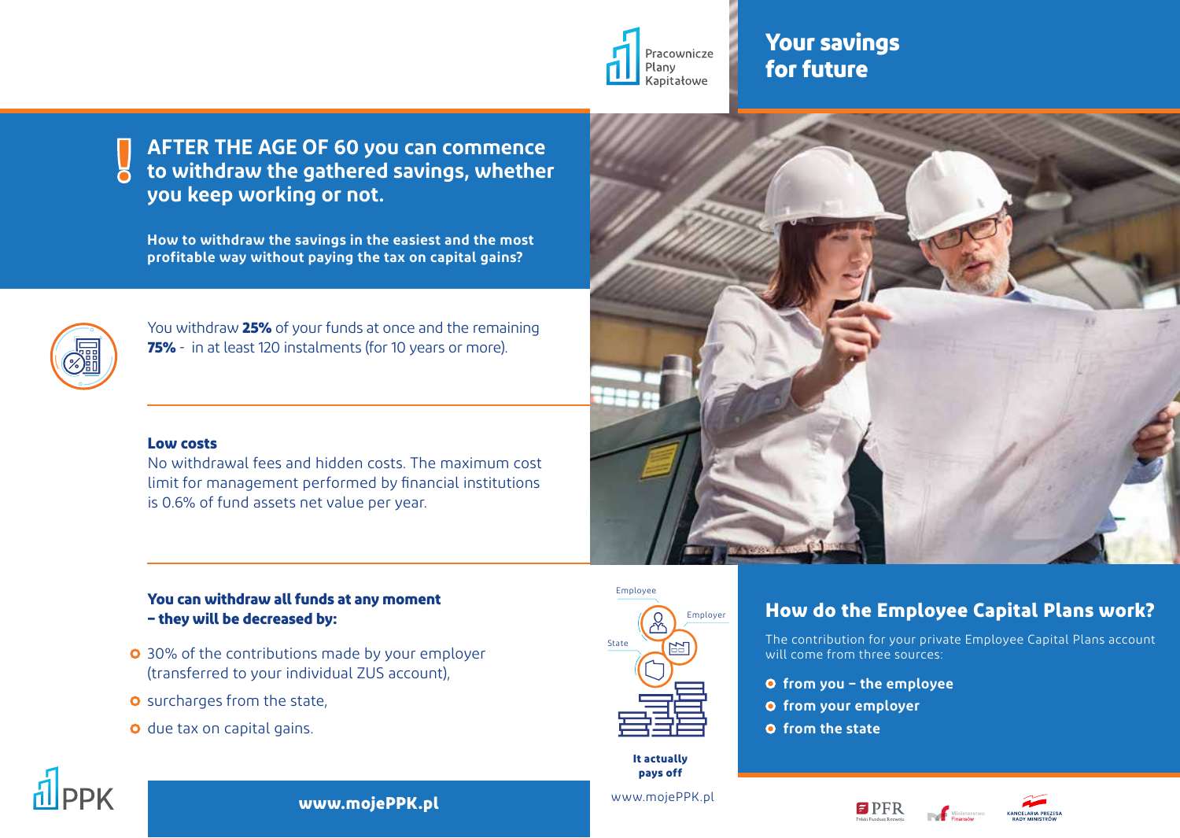Pracownicze Plany Kapitałowe

# Your savings for future

## AFTER THE AGE OF 60 you can commence to withdraw the gathered savings, whether you keep working or not.

**How to withdraw the savings in the easiest and the most profitable way without paying the tax on capital gains?**

You withdraw **25%** of your funds at once and the remaining **75%** - in at least 120 instalments (for 10 years or more).

**Low costs**
No withdrawal fees and hidden costs. The maximum cost limit for management performed by financial institutions is 0.6% of fund assets net value per year.

**You can withdraw all funds at any moment – they will be decreased by:**

- 30% of the contributions made by your employer (transferred to your individual ZUS account),
- surcharges from the state,
- due tax on capital gains.

Employee
Employer
State

**It actually pays off**

www.mojePPK.pl

## How do the Employee Capital Plans work?

The contribution for your private Employee Capital Plans account will come from three sources:

- **from you – the employee**
- **from your employer**
- **from the state**

PPK

**www.mojePPK.pl**

PFR Polski Fundusz Rozwoju
Ministerstwo Finansów
KANCELARIA PREZESA RADY MINISTRÓW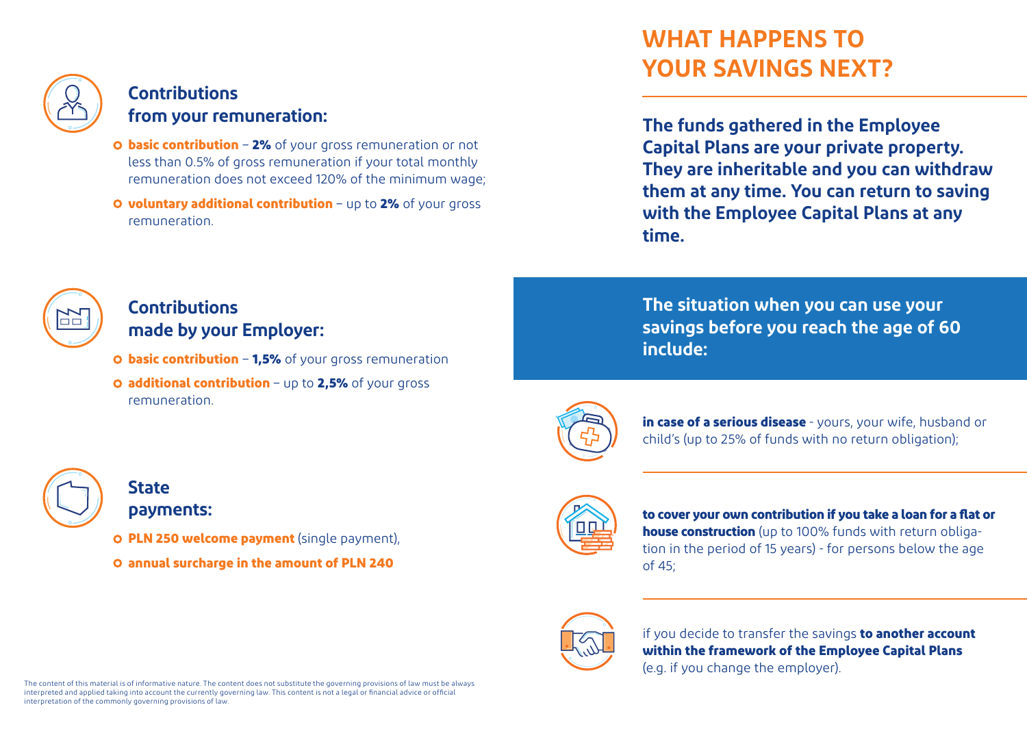## Contributions from your remuneration:

- **basic contribution** – **2%** of your gross remuneration or not less than 0.5% of gross remuneration if your total monthly remuneration does not exceed 120% of the minimum wage;
- **voluntary additional contribution** – up to **2%** of your gross remuneration.

## Contributions made by your Employer:

- **basic contribution** – **1,5%** of your gross remuneration
- **additional contribution** – up to **2,5%** of your gross remuneration.

## State payments:

- **PLN 250 welcome payment** (single payment),
- **annual surcharge in the amount of PLN 240**

# WHAT HAPPENS TO YOUR SAVINGS NEXT?

**The funds gathered in the Employee Capital Plans are your private property. They are inheritable and you can withdraw them at any time. You can return to saving with the Employee Capital Plans at any time.**

**The situation when you can use your savings before you reach the age of 60 include:**

**in case of a serious disease** - yours, your wife, husband or child's (up to 25% of funds with no return obligation);

**to cover your own contribution if you take a loan for a flat or house construction** (up to 100% funds with return obligation in the period of 15 years) - for persons below the age of 45;

if you decide to transfer the savings **to another account within the framework of the Employee Capital Plans** (e.g. if you change the employer).

The content of this material is of informative nature. The content does not substitute the governing provisions of law must be always interpreted and applied taking into account the currently governing law. This content is not a legal or financial advice or official interpretation of the commonly governing provisions of law.